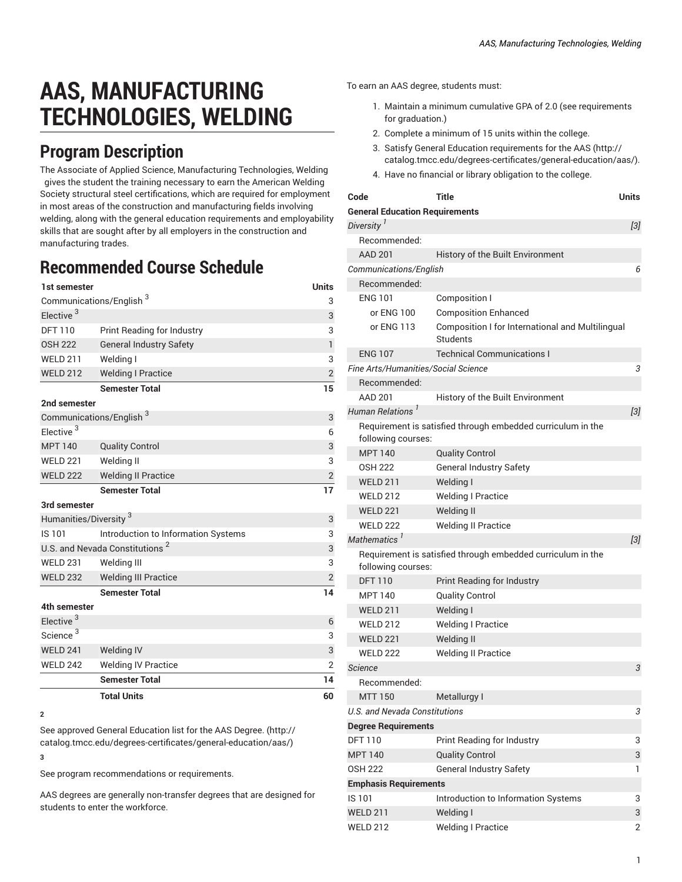# AAS, MANUFACTURING TECHNOLOGIES, WELDING

## Program Description

The Associate of Applied Science, Manufacturing Technologies, Welding gives the student the training necessary to earn the American Welding Society structural steel certifications, which are required for employment in most areas of the construction and manufacturing fields involving welding, along with the general education requirements and employability skills that are sought after by all employers in the construction and manufacturing trades.

## Recommended Course Schedule

| 1st semester | | Units |
|---|---|---|
| Communications/English [3] | | 3 |
| Elective [3] | | 3 |
| DFT 110 | Print Reading for Industry | 3 |
| OSH 222 | General Industry Safety | 1 |
| WELD 211 | Welding I | 3 |
| WELD 212 | Welding I Practice | 2 |
| | **Semester Total** | **15** |
| **2nd semester** | | |
| Communications/English [3] | | 3 |
| Elective [3] | | 6 |
| MPT 140 | Quality Control | 3 |
| WELD 221 | Welding II | 3 |
| WELD 222 | Welding II Practice | 2 |
| | **Semester Total** | **17** |
| **3rd semester** | | |
| Humanities/Diversity [3] | | 3 |
| IS 101 | Introduction to Information Systems | 3 |
| U.S. and Nevada Constitutions [2] | | 3 |
| WELD 231 | Welding III | 3 |
| WELD 232 | Welding III Practice | 2 |
| | **Semester Total** | **14** |
| **4th semester** | | |
| Elective [3] | | 6 |
| Science [3] | | 3 |
| WELD 241 | Welding IV | 3 |
| WELD 242 | Welding IV Practice | 2 |
| | **Semester Total** | **14** |
| | **Total Units** | **60** |

**2**

See approved General Education list for the AAS Degree. (http://catalog.tmcc.edu/degrees-certificates/general-education/aas/)

**3**

See program recommendations or requirements.

AAS degrees are generally non-transfer degrees that are designed for students to enter the workforce.

To earn an AAS degree, students must:

1. Maintain a minimum cumulative GPA of 2.0 (see requirements for graduation.)
2. Complete a minimum of 15 units within the college.
3. Satisfy General Education requirements for the AAS (http://catalog.tmcc.edu/degrees-certificates/general-education/aas/).
4. Have no financial or library obligation to the college.

| Code | Title | Units |
|---|---|---|
| **General Education Requirements** | | |
| *Diversity [1]* | | *[3]* |
| Recommended: | | |
| AAD 201 | History of the Built Environment | |
| *Communications/English* | | *6* |
| Recommended: | | |
| ENG 101 | Composition I | |
| or ENG 100 | Composition Enhanced | |
| or ENG 113 | Composition I for International and Multilingual Students | |
| ENG 107 | Technical Communications I | |
| *Fine Arts/Humanities/Social Science* | | *3* |
| Recommended: | | |
| AAD 201 | History of the Built Environment | |
| *Human Relations [1]* | | *[3]* |
| Requirement is satisfied through embedded curriculum in the following courses: | | |
| MPT 140 | Quality Control | |
| OSH 222 | General Industry Safety | |
| WELD 211 | Welding I | |
| WELD 212 | Welding I Practice | |
| WELD 221 | Welding II | |
| WELD 222 | Welding II Practice | |
| *Mathematics [1]* | | *[3]* |
| Requirement is satisfied through embedded curriculum in the following courses: | | |
| DFT 110 | Print Reading for Industry | |
| MPT 140 | Quality Control | |
| WELD 211 | Welding I | |
| WELD 212 | Welding I Practice | |
| WELD 221 | Welding II | |
| WELD 222 | Welding II Practice | |
| *Science* | | *3* |
| Recommended: | | |
| MTT 150 | Metallurgy I | |
| *U.S. and Nevada Constitutions* | | *3* |
| **Degree Requirements** | | |
| DFT 110 | Print Reading for Industry | 3 |
| MPT 140 | Quality Control | 3 |
| OSH 222 | General Industry Safety | 1 |
| **Emphasis Requirements** | | |
| IS 101 | Introduction to Information Systems | 3 |
| WELD 211 | Welding I | 3 |
| WELD 212 | Welding I Practice | 2 |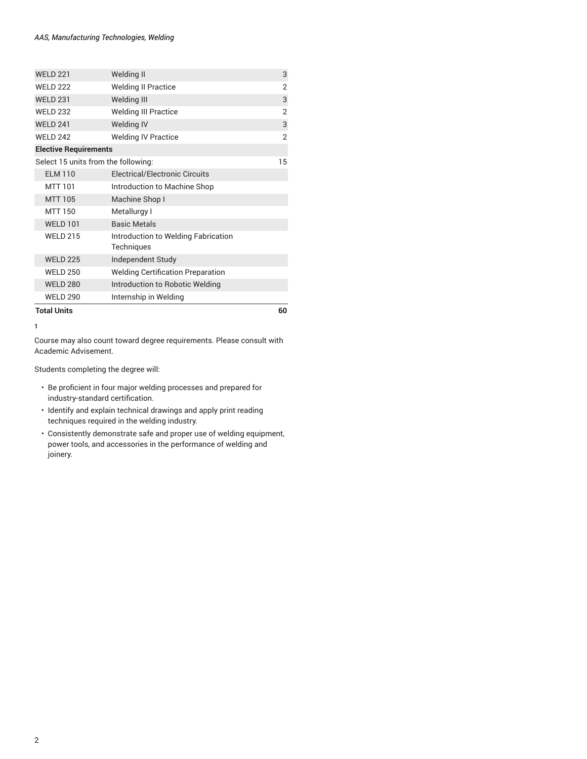| | | |
|---|---|---|
| WELD 221 | Welding II | 3 |
| WELD 222 | Welding II Practice | 2 |
| WELD 231 | Welding III | 3 |
| WELD 232 | Welding III Practice | 2 |
| WELD 241 | Welding IV | 3 |
| WELD 242 | Welding IV Practice | 2 |
| **Elective Requirements** | | |
| Select 15 units from the following: | | 15 |
| ELM 110 | Electrical/Electronic Circuits | |
| MTT 101 | Introduction to Machine Shop | |
| MTT 105 | Machine Shop I | |
| MTT 150 | Metallurgy I | |
| WELD 101 | Basic Metals | |
| WELD 215 | Introduction to Welding Fabrication Techniques | |
| WELD 225 | Independent Study | |
| WELD 250 | Welding Certification Preparation | |
| WELD 280 | Introduction to Robotic Welding | |
| WELD 290 | Internship in Welding | |
| **Total Units** | | **60** |

1

Course may also count toward degree requirements. Please consult with Academic Advisement.

Students completing the degree will:

- Be proficient in four major welding processes and prepared for industry-standard certification.
- Identify and explain technical drawings and apply print reading techniques required in the welding industry.
- Consistently demonstrate safe and proper use of welding equipment, power tools, and accessories in the performance of welding and joinery.